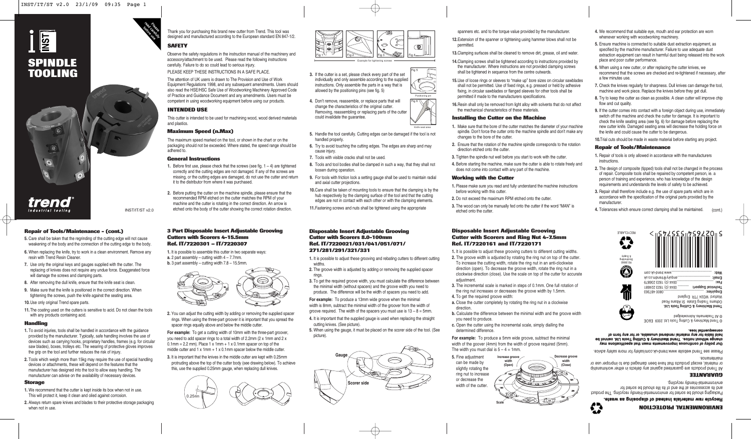# SPINDLE TOOLING

Please read carefully before use

trend industrial tooling

INST/IT/ST v2.0

Thank you for purchasing this brand new cutter from Trend. This tool was designed and manufactured according to the European standard EN 847-1/2.

## SAFETY

Observe the safety regulations in the instruction manual of the machinery and accessory/attachment to be used. Please read the following instructions carefully. Failure to do so could lead to serious injury.

PLEASE KEEP THESE INSTRUCTIONS IN A SAFE PLACE.

The attention of UK users is drawn to The Provision and Use of Work Equipment Regulations 1998, and any subsequent amendments. Users should also read the HSE/HSC Safe Use of Woodworking Machinery Approved Code of Practice and Guidance Document and any amendments. Users must be competent in using woodworking equipment before using our products.

## INTENDED USE

This cutter is intended to be used for machining wood, wood derived materials and plastics.

### Maximum Speed (n.Max)

The maximum speed marked on the tool, or shown in the chart or on the packaging should not be exceeded. Where stated, the speed range should be adhered to.

### General Instructions

1. Before first use, please check that the screws (see fig. 1 – 4) are tightened correctly and the cutting edges are not damaged. If any of the screws are missing, or the cutting edges are damaged, do not use the cutter and return it to the distributor from where it was purchased.
2. Before putting the cutter on the machine spindle, please ensure that the recommended RPM etched on the cutter matches the RPM of your machine and the cutter is rotating in the correct direction. An arrow is etched onto the body of the cutter showing the correct rotation direction.

Fig 1 Fig 2 Fig 3 Fig 4 — Example for tightening screws

3. If the cutter is a set, please check every part of the set individually and only assemble according to the supplied instructions. Only assemble the parts in a way that is allowed by the positioning pins (see fig. 5)

Fig 5 — Positioning pin

4. Don't remove, reassemble, or replace parts that will change the characteristics of the original cutter. Removing, reassembling or replacing parts of the cutter could invalidate the guarantee.

Fig 6 — Knife seat area

5. Handle the tool carefully. Cutting edges can be damaged if the tool is not handled properly.
6. Try to avoid touching the cutting edges. The edges are sharp and may cause injury.
7. Tools with visible cracks shall not be used.
8. Tools and tool bodies shall be clamped in such a way, that they shall not loosen during operation.
9. For tools with friction lock a setting gauge shall be used to maintain radial and axial cutter projections.
10. Care shall be taken of mounting tools to ensure that the clamping is by the hub respectively by the clamping surface of the tool and that the cutting edges are not in contact with each other or with the clamping elements.
11. Fastening screws and nuts shall be tightened using the appropriate spanners etc. and to the torque value provided by the manufacturer.
12. Extension of the spanner or tightening using hammer blows shall not be permitted.
13. Clamping surfaces shall be cleaned to remove dirt, grease, oil and water.
14. Clamping screws shall be tightened according to instructions provided by the manufacturer. Where instructions are not provided clamping screws shall be tightened in sequence from the centre outwards.
15. Use of loose rings or sleeves to "make up" bore sizes on circular sawblades shall not be permitted. Use of fixed rings, e.g. pressed or held by adhesive fixing, in circular sawblades or flanged sleeves for other tools shall be permitted if made to the manufacturers specifications.
16. Resin shall only be removed from light alloy with solvents that do not affect the mechanical characteristics of these materials.

### Installing the Cutter on the Machine

1. Make sure that the bore of the cutter matches the diameter of your machine spindle. Don't force the cutter onto the machine spindle and don't make any changes to the bore of the cutter.
2. Ensure that the rotation of the machine spindle corresponds to the rotation direction etched onto the cutter.
3. Tighten the spindle nut well before you start to work with the cutter.
4. Before starting the machine, make sure the cutter is able to rotate freely and does not come into contact with any part of the machine.

### Working with the Cutter

1. Please make sure you read and fully understand the machine instructions before working with this cutter.
2. Do not exceed the maximum RPM etched onto the cutter.
3. The wood can only be manually fed onto the cutter if the word "MAN" is etched onto the cutter.
4. We recommend that suitable eye, mouth and ear protection are worn whenever working with woodworking machinery.
5. Ensure machine is connected to suitable dust extraction equipment, as specified by the machine manufacturer. Failure to use adequate dust extraction equipment can result in harmful dust being released into the work place and poor cutter performance.
6. When using a new cutter, or after replacing the cutter knives, we recommend that the screws are checked and re-tightened if necessary, after a few minutes use.
7. Check the knives regularly for sharpness. Dull knives can damage the tool, machine and work piece. Replace the knives before they get dull.
8. Try to keep the cutter as clean as possible. A clean cutter will improve chip flow and cut quality.
9. If the cutter comes into contact with a foreign object during use, immediately switch off the machine and check the cutter for damage. It is important to check the knife seating area (see fig. 6) for damage before replacing the new cutter knife. Damaged seating area will decrease the holding force on the knife and could cause the cutter to be dangerous.
10. Trial cuts should be made in waste material before starting any project.

### Repair of Tools/Maintenance

1. Repair of tools is only allowed in accordance with the manufacturers instructions.
2. The design of composite (tipped) tools shall not be changed in the process of repair. Composite tools shall be repaired by competent person, ie. a person of training and experience, who has knowledge of the design requirements and understands the levels of safety to be achieved.
3. Repair shall therefore include e.g. the use of spare parts which are in accordance with the specification of the original parts provided by the manufacturer.
4. Tolerances which ensure correct clamping shall be maintained. (cont.)

### Repair of Tools/Maintenance - (cont.)

5. Care shall be taken that the regrinding of the cutting edge will not cause weakening of the body and the connection of the cutting edge to the body.
6. When replacing the knife, try to work in a clean environment. Remove any resin with Trend Resin Cleaner.
7. Use only the original keys and gauges supplied with the cutter. The replacing of knives does not require any undue force. Exaggerated force will damage the screws and clamping parts.
8. After removing the dull knife, ensure that the knife seat is clean.
9. Make sure that the knife is positioned in the correct direction. When tightening the screws, push the knife against the seating area.
10. Use only original Trend spare parts.
11. The coating used on the cutters is sensitive to acid. Do not clean the tools with any products containing acid.

### Handling

1. To avoid injuries, tools shall be handled in accordance with the guidance provided by the manufacturer. Typically, safe handling involves the use of devices such as carrying hooks, proprietary handles, frames (e.g. for circular saw blades), boxes, trolleys etc. The wearing of protective gloves improves the grip on the tool and further reduces the risk of injury.
2. Tools which weigh more than 15kg may require the use of special handling devices or attachments, these will depend on the features that the manufacturer has designed into the tool to allow easy handling. The manufacturer can advise on the availability of necessary devices.

### Storage

1. We recommend that the cutter is kept inside its box when not in use. This will protect it, keep it clean and oiled against corrosion.
2. Always return spare knives and blades to their protective storage packaging when not in use.

### 3 Part Disposable Insert Adjustable Grooving Cutters with Scorers 4-15.5mm Ref. IT/7220301 – IT/7220307

1. It is possible to assemble this cutter in two separate ways:
   a. 2 part assembly – cutting with 4 – 7.7mm.
   b. 3 part assembly – cutting width 7.8 – 15.5mm.
2. You can adjust the cutting width by adding or removing the supplied spacer rings. When using the three-part groover it is important that you spread the spacer rings equally above and below the middle cutter.

**For example:** To get a cutting width of 10mm with the three-part groover, you need to add spacer rings to a total width of 2.2mm (2 x 1mm and 2 x 0.1mm = 2.2 mm). Place 1 x 1mm + 1 x 0.1mm spacer on top of the middle cutter and 1 x 1mm + 1 x 0.1mm spacer below the middle cutter.

3. It is important that the knives in the middle cutter are kept with 0.25mm protruding above the top of the cutter body (see drawing below). To achieve this, use the supplied 0.25mm gauge, when replacing dull knives.

0.25mm

### Disposable Insert Adjustable Grooving Cutter with Scorers 8.0-100mm Ref. IT/7220021/031/041/051/071/271/281/291/321/331

1. It is possible to adjust these grooving and rebating cutters to different cutting widths.
2. The groove width is adjusted by adding or removing the supplied spacer rings.
3. To get the required groove width, you must calculate the difference between the minimal width (without spacers) and the groove width you need to produce. The difference will be the width of spacers you need to add.

**For example:** To produce a 13mm wide groove when the minimal width is 8mm, subtract the minimal width of the groover from the width of groove required. The width of the spacers you must use is 13 – 8 = 5mm.

4. It is important that the supplied gauge is used when replacing the straight cutting knives. (See picture).
5. When using the gauge, it must be placed on the scorer side of the tool. (See picture).

Gauge — Scorer side

### Disposable Insert Adjustable Grooving Cutter with Scorers and Ring Nut 4-7.5mm Ref. IT/7220161 and IT/7220171

1. It is possible to adjust these grooving cutters to different cutting widths.
2. The groove width is adjusted by rotating the ring nut on top of the cutter. To increase the cutting width, rotate the ring nut in an anti-clockwise direction (open). To decrease the groove width, rotate the ring nut in a clockwise direction (close). Use the scale on top of the cutter for accurate adjustment.
3. The incremental scale is marked in steps of 0.1mm. One full rotation of the ring nut increases or decreases the groove width by 1.5mm.
4. To get the required groove width:
   a. Close the cutter completely by rotating the ring nut in a clockwise direction.
   b. Calculate the difference between the minimal width and the groove width you need to produce.
   c. Open the cutter using the incremental scale, simply dialling the determined difference.

**For example:** To produce a 5mm wide groove, subtract the minimal width of the groover (4mm) from the width of groove required (5mm). The width you must dial is 5 – 4 = 1mm.

5. Fine adjustment can be made by slightly rotating the ring nut to increase or decrease the width of the cutter.

Increase groove width (Open) — Decrease groove width (Close) — Scale

## ENVIRONMENTAL PROTECTION

**Recycle raw materials instead of disposing as waste.**

Packaging should be sorted for environmental-friendly recycling. The product and its accessories at the end of its life should be sorted for environmental-friendly recycling.

## GUARANTEE

All Trend products are guaranteed against any defects in either workmanship or material, except products that have been damaged due to improper use or maintenance.

Please see Trend website www.trend-uk.com/safety for more safety advice.

**Our policy of continuous improvements mean that specifications may change without notice. Trend Machinery & Cutting Tools Ltd. cannot be held liable for any material rendered unusable, or for any form of consequential loss.**

© Trend Machinery & Cutting Tools Ltd. 2009 E&OE
® All Trademarks Acknowledged

**Trend Machinery & Cutting Tools Ltd.**
Odhams Trading Estate St Albans Road
Watford WD24 7TR England

| | |
|---|---|
| **Enquiries:** | 0800 487363 |
| **Technical Support:** | 0044 (0) 1923 224681 |
| **Fax:** | 0044 (0) 1923 236879 |
| **Email:** | enquiry@trendm.co.uk |
| **Web:** | www.trend-uk.com |

RECYCLABLE

5 027654 537451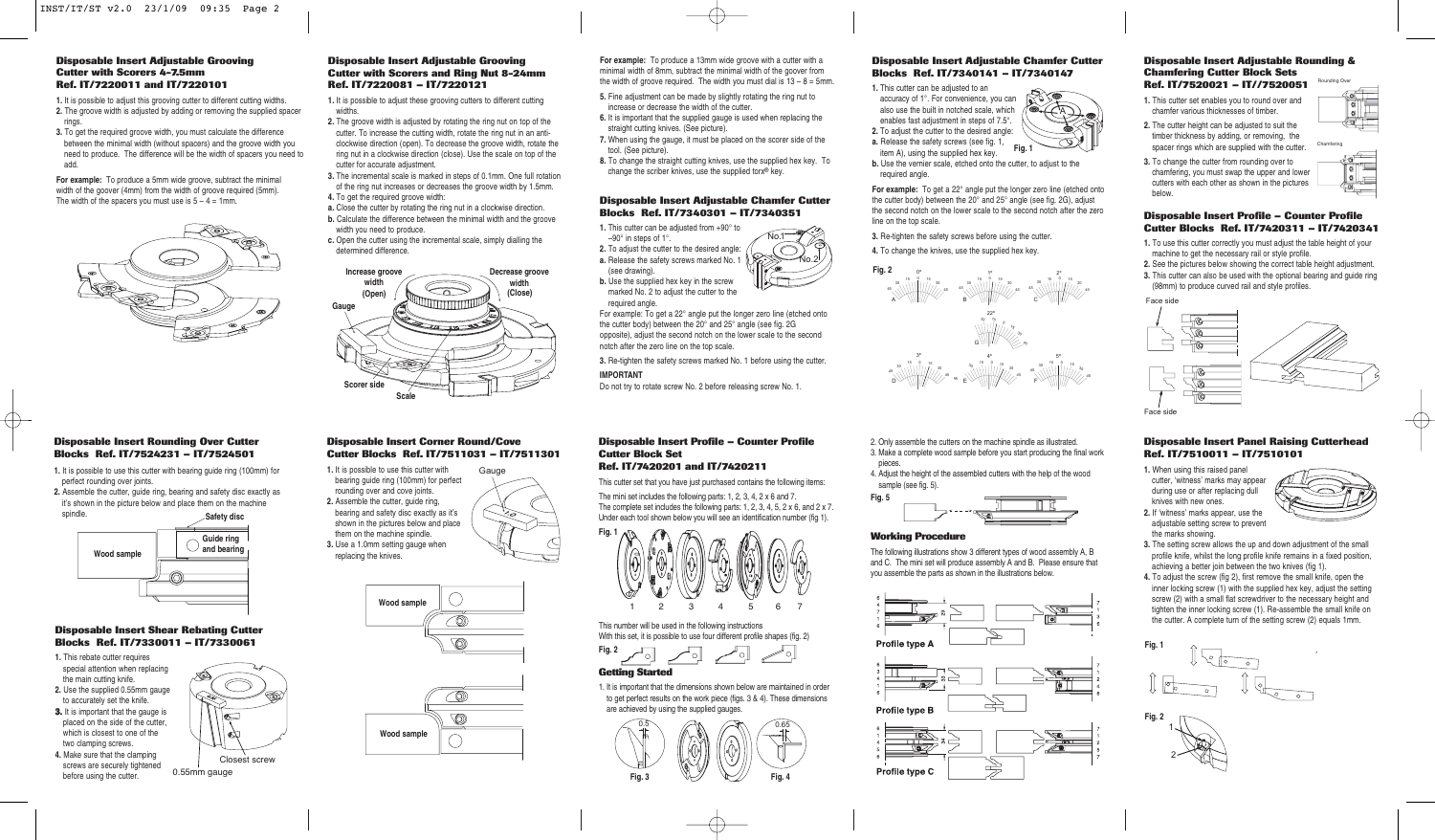#### Disposable Insert Adjustable Grooving Cutter with Scorers 4–7.5mm Ref. IT/7220011 and IT/7220101

1. It is possible to adjust this grooving cutter to different cutting widths.
2. The groove width is adjusted by adding or removing the supplied spacer rings.
3. To get the required groove width, you must calculate the difference between the minimal width (without spacers) and the groove width you need to produce. The difference will be the width of spacers you need to add.

**For example:** To produce a 5mm wide groove, subtract the minimal width of the goover (4mm) from the width of groove required (5mm). The width of the spacers you must use is 5 – 4 = 1mm.

#### Disposable Insert Adjustable Grooving Cutter with Scorers and Ring Nut 8-24mm Ref. IT/7220081 – IT/7220121

1. It is possible to adjust these grooving cutters to different cutting widths.
2. The groove width is adjusted by rotating the ring nut on top of the cutter. To increase the cutting width, rotate the ring nut in an anti-clockwise direction (open). To decrease the groove width, rotate the ring nut in a clockwise direction (close). Use the scale on top of the cutter for accurate adjustment.
3. The incremental scale is marked in steps of 0.1mm. One full rotation of the ring nut increases or decreases the groove width by 1.5mm.
4. To get the required groove width:
   a. Close the cutter by rotating the ring nut in a clockwise direction.
   b. Calculate the difference between the minimal width and the groove width you need to produce.
   c. Open the cutter using the incremental scale, simply dialling the determined difference.

Increase groove width (Open)

Decrease groove width (Close)

Gauge

Scorer side

Scale

**For example:** To produce a 13mm wide groove with a cutter with a minimal width of 8mm, subtract the minimal width of the goover from the width of groove required. The width you must dial is 13 – 8 = 5mm.

5. Fine adjustment can be made by slightly rotating the ring nut to increase or decrease the width of the cutter.
6. It is important that the supplied gauge is used when replacing the straight cutting knives. (See picture).
7. When using the gauge, it must be placed on the scorer side of the tool. (See picture).
8. To change the straight cutting knives, use the supplied hex key. To change the scriber knives, use the supplied torx® key.

#### Disposable Insert Adjustable Chamfer Cutter Blocks Ref. IT/7340301 – IT/7340351

1. This cutter can be adjusted from +90° to –90° in steps of 1°.
2. To adjust the cutter to the desired angle:
   a. Release the safety screws marked No. 1 (see drawing).
   b. Use the supplied hex key in the screw marked No. 2 to adjust the cutter to the required angle.

No.1

No.2

For example: To get a 22° angle put the longer zero line (etched onto the cutter body) between the 20° and 25° angle (see fig. 2G opposite), adjust the second notch on the lower scale to the second notch after the zero line on the top scale.

3. Re-tighten the safety screws marked No. 1 before using the cutter.

**IMPORTANT**

Do not try to rotate screw No. 2 before releasing screw No. 1.

#### Disposable Insert Adjustable Chamfer Cutter Blocks Ref. IT/7340141 – IT/7340147

1. This cutter can be adjusted to an accuracy of 1°. For convenience, you can also use the built in notched scale, which enables fast adjustment in steps of 7.5°.
2. To adjust the cutter to the desired angle:
   a. Release the safety screws (see fig. 1, item A), using the supplied hex key.
   b. Use the vernier scale, etched onto the cutter, to adjust to the required angle.

Fig. 1

**For example:** To get a 22° angle put the longer zero line (etched onto the cutter body) between the 20° and 25° angle (see fig. 2G), adjust the second notch on the lower scale to the second notch after the zero line on the top scale.

3. Re-tighten the safety screws before using the cutter.
4. To change the knives, use the supplied hex key.

Fig. 2

0° A, 1° B, 2° C, 22° G, 3° D, 4° E, 5° F

#### Disposable Insert Adjustable Rounding & Chamfering Cutter Block Sets Ref. IT/7520021 – IT/7520051

1. This cutter set enables you to round over and chamfer various thicknesses of timber.
2. The cutter height can be adjusted to suit the timber thickness by adding, or removing, the spacer rings which are supplied with the cutter.
3. To change the cutter from rounding over to chamfering, you must swap the upper and lower cutters with each other as shown in the pictures below.

Rounding Over

Chamfering

#### Disposable Insert Profile – Counter Profile Cutter Blocks Ref. IT/7420311 – IT/7420341

1. To use this cutter correctly you must adjust the table height of your machine to get the necessary rail or style profile.
2. See the pictures below showing the correct table height adjustment.
3. This cutter can also be used with the optional bearing and guide ring (98mm) to produce curved rail and style profiles.

Face side

Face side

#### Disposable Insert Rounding Over Cutter Blocks Ref. IT/7524231 – IT/7524501

1. It is possible to use this cutter with bearing guide ring (100mm) for perfect rounding over joints.
2. Assemble the cutter, guide ring, bearing and safety disc exactly as it's shown in the picture below and place them on the machine spindle.

Safety disc

Guide ring and bearing

Wood sample

#### Disposable Insert Shear Rebating Cutter Blocks Ref. IT/7330011 – IT/7330061

1. This rebate cutter requires special attention when replacing the main cutting knife.
2. Use the supplied 0.55mm gauge to accurately set the knife.
3. It is important that the gauge is placed on the side of the cutter, which is closest to one of the two clamping screws.
4. Make sure that the clamping screws are securely tightened before using the cutter.

Closest screw

0.55mm gauge

#### Disposable Insert Corner Round/Cove Cutter Blocks Ref. IT/7511031 – IT/7511301

1. It is possible to use this cutter with bearing guide ring (100mm) for perfect rounding over and cove joints.
2. Assemble the cutter, guide ring, bearing and safety disc exactly as it's shown in the pictures below and place them on the machine spindle.
3. Use a 1.0mm setting gauge when replacing the knives.

Gauge

Wood sample

Wood sample

#### Disposable Insert Profile – Counter Profile Cutter Block Set Ref. IT/7420201 and IT/7420211

This cutter set that you have just purchased contains the following items:

The mini set includes the following parts: 1, 2, 3, 4, 2 x 6 and 7.
The complete set includes the following parts: 1, 2, 3, 4, 5, 2 x 6, and 2 x 7.
Under each tool shown below you will see an identification number (fig 1).

Fig. 1

1 2 3 4 5 6 7

This number will be used in the following instructions
With this set, it is possible to use four different profile shapes (fig. 2)

Fig. 2

#### Getting Started

1. It is important that the dimensions shown below are maintained in order to get perfect results on the work piece (figs. 3 & 4). These dimensions are achieved by using the supplied gauges.

0.5

0.65

Fig. 3

Fig. 4

2. Only assemble the cutters on the machine spindle as illustrated.
3. Make a complete wood sample before you start producing the final work pieces.
4. Adjust the height of the assembled cutters with the help of the wood sample (see fig. 5).

Fig. 5

#### Working Procedure

The following illustrations show 3 different types of wood assembly A, B and C. The mini set will produce assembly A and B. Please ensure that you assemble the parts as shown in the illustrations below.

Profile type A

Profile type B

Profile type C

#### Disposable Insert Panel Raising Cutterhead Ref. IT/7510011 – IT/7510101

1. When using this raised panel cutter, 'witness' marks may appear during use or after replacing dull knives with new ones.
2. If 'witness' marks appear, use the adjustable setting screw to prevent the marks showing.
3. The setting screw allows the up and down adjustment of the small profile knife, whilst the long profile knife remains in a fixed position, achieving a better join between the two knives (fig 1).
4. To adjust the screw (fig 2), first remove the small knife, open the inner locking screw (1) with the supplied hex key, adjust the setting screw (2) with a small flat screwdriver to the necessary height and tighten the inner locking screw (1). Re-assemble the small knife on the cutter. A complete turn of the setting screw (2) equals 1mm.

Fig. 1

Fig. 2

1

2